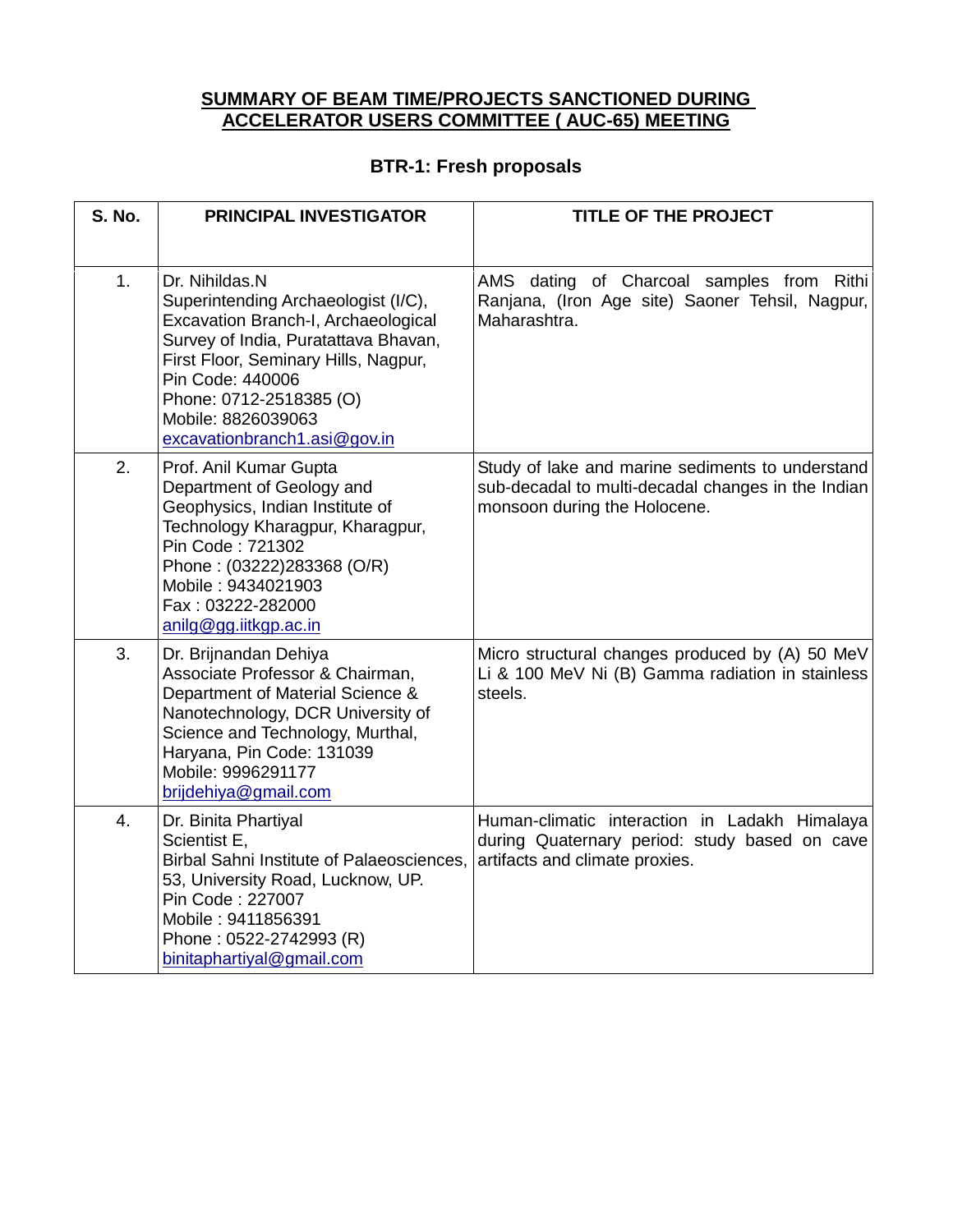## SUMMARY OF BEAM TIME/PROJECTS SANCTIONED DURING ACCELERATOR USERS COMMITTEE ( AUC-65) MEETING

### BTR-1: Fresh proposals

| S. No. | PRINCIPAL INVESTIGATOR | TITLE OF THE PROJECT |
|---|---|---|
| 1. | Dr. Nihildas.N<br>Superintending Archaeologist (I/C), Excavation Branch-I, Archaeological Survey of India, Puratattava Bhavan, First Floor, Seminary Hills, Nagpur, Pin Code: 440006<br>Phone: 0712-2518385 (O)<br>Mobile: 8826039063<br>excavationbranch1.asi@gov.in | AMS dating of Charcoal samples from Rithi Ranjana, (Iron Age site) Saoner Tehsil, Nagpur, Maharashtra. |
| 2. | Prof. Anil Kumar Gupta<br>Department of Geology and Geophysics, Indian Institute of Technology Kharagpur, Kharagpur, Pin Code : 721302<br>Phone : (03222)283368 (O/R)<br>Mobile : 9434021903<br>Fax : 03222-282000<br>anilg@gg.iitkgp.ac.in | Study of lake and marine sediments to understand sub-decadal to multi-decadal changes in the Indian monsoon during the Holocene. |
| 3. | Dr. Brijnandan Dehiya<br>Associate Professor & Chairman, Department of Material Science & Nanotechnology, DCR University of Science and Technology, Murthal, Haryana, Pin Code: 131039<br>Mobile: 9996291177<br>brijdehiya@gmail.com | Micro structural changes produced by (A) 50 MeV Li & 100 MeV Ni (B) Gamma radiation in stainless steels. |
| 4. | Dr. Binita Phartiyal<br>Scientist E,<br>Birbal Sahni Institute of Palaeosciences, 53, University Road, Lucknow, UP. Pin Code : 227007<br>Mobile : 9411856391<br>Phone : 0522-2742993 (R)<br>binitaphartiyal@gmail.com | Human-climatic interaction in Ladakh Himalaya during Quaternary period: study based on cave artifacts and climate proxies. |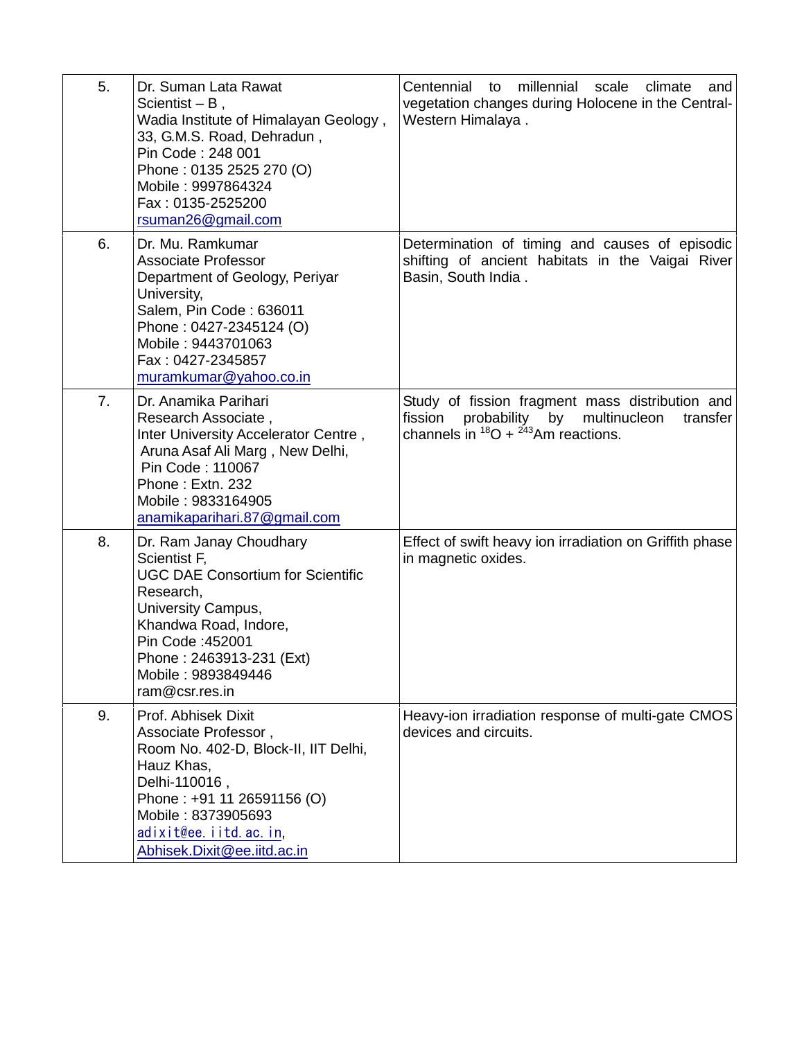| 5. | Dr. Suman Lata Rawat<br>Scientist – B ,<br>Wadia Institute of Himalayan Geology ,<br>33, G.M.S. Road, Dehradun ,<br>Pin Code : 248 001<br>Phone : 0135 2525 270 (O)<br>Mobile : 9997864324<br>Fax : 0135-2525200<br>rsuman26@gmail.com | Centennial to millennial scale climate and vegetation changes during Holocene in the Central-Western Himalaya . |
|---|---|---|
| 6. | Dr. Mu. Ramkumar<br>Associate Professor<br>Department of Geology, Periyar University,<br>Salem, Pin Code : 636011<br>Phone : 0427-2345124 (O)<br>Mobile : 9443701063<br>Fax : 0427-2345857<br>muramkumar@yahoo.co.in | Determination of timing and causes of episodic shifting of ancient habitats in the Vaigai River Basin, South India . |
| 7. | Dr. Anamika Parihari<br>Research Associate ,<br>Inter University Accelerator Centre ,<br>Aruna Asaf Ali Marg , New Delhi,<br>Pin Code : 110067<br>Phone : Extn. 232<br>Mobile : 9833164905<br>anamikaparihari.87@gmail.com | Study of fission fragment mass distribution and fission probability by multinucleon transfer channels in $^{18}O$ + $^{243}Am$ reactions. |
| 8. | Dr. Ram Janay Choudhary<br>Scientist F,<br>UGC DAE Consortium for Scientific Research,<br>University Campus,<br>Khandwa Road, Indore,<br>Pin Code :452001<br>Phone : 2463913-231 (Ext)<br>Mobile : 9893849446<br>ram@csr.res.in | Effect of swift heavy ion irradiation on Griffith phase in magnetic oxides. |
| 9. | Prof. Abhisek Dixit<br>Associate Professor ,<br>Room No. 402-D, Block-II, IIT Delhi,<br>Hauz Khas,<br>Delhi-110016 ,<br>Phone : +91 11 26591156 (O)<br>Mobile : 8373905693<br>adixit@ee.iitd.ac.in,<br>Abhisek.Dixit@ee.iitd.ac.in | Heavy-ion irradiation response of multi-gate CMOS devices and circuits. |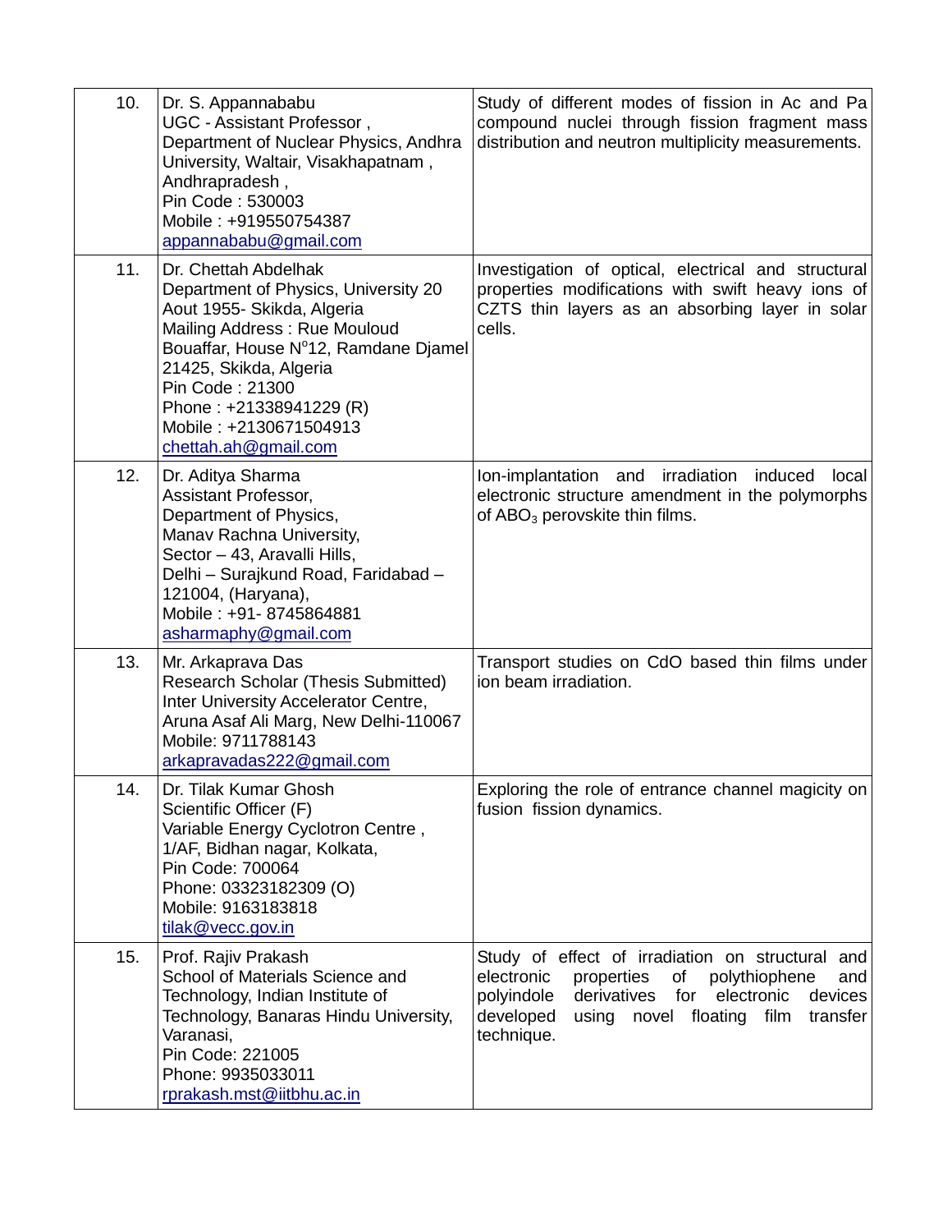| | | |
|---|---|---|
| 10. | Dr. S. Appannababu<br>UGC - Assistant Professor ,<br>Department of Nuclear Physics, Andhra University, Waltair, Visakhapatnam , Andhrapradesh ,<br>Pin Code : 530003<br>Mobile : +919550754387<br>appannababu@gmail.com | Study of different modes of fission in Ac and Pa compound nuclei through fission fragment mass distribution and neutron multiplicity measurements. |
| 11. | Dr. Chettah Abdelhak<br>Department of Physics, University 20 Aout 1955- Skikda, Algeria<br>Mailing Address : Rue Mouloud Bouaffar, House N$^{o}$12, Ramdane Djamel 21425, Skikda, Algeria<br>Pin Code : 21300<br>Phone : +21338941229 (R)<br>Mobile : +2130671504913<br>chettah.ah@gmail.com | Investigation of optical, electrical and structural properties modifications with swift heavy ions of CZTS thin layers as an absorbing layer in solar cells. |
| 12. | Dr. Aditya Sharma<br>Assistant Professor,<br>Department of Physics,<br>Manav Rachna University,<br>Sector – 43, Aravalli Hills,<br>Delhi – Surajkund Road, Faridabad – 121004, (Haryana),<br>Mobile : +91- 8745864881<br>asharmaphy@gmail.com | Ion-implantation and irradiation induced local electronic structure amendment in the polymorphs of $ABO_3$ perovskite thin films. |
| 13. | Mr. Arkaprava Das<br>Research Scholar (Thesis Submitted)<br>Inter University Accelerator Centre,<br>Aruna Asaf Ali Marg, New Delhi-110067<br>Mobile: 9711788143<br>arkapravadas222@gmail.com | Transport studies on CdO based thin films under ion beam irradiation. |
| 14. | Dr. Tilak Kumar Ghosh<br>Scientific Officer (F)<br>Variable Energy Cyclotron Centre ,<br>1/AF, Bidhan nagar, Kolkata,<br>Pin Code: 700064<br>Phone: 03323182309 (O)<br>Mobile: 9163183818<br>tilak@vecc.gov.in | Exploring the role of entrance channel magicity on fusion fission dynamics. |
| 15. | Prof. Rajiv Prakash<br>School of Materials Science and Technology, Indian Institute of Technology, Banaras Hindu University, Varanasi,<br>Pin Code: 221005<br>Phone: 9935033011<br>rprakash.mst@iitbhu.ac.in | Study of effect of irradiation on structural and electronic properties of polythiophene and polyindole derivatives for electronic devices developed using novel floating film transfer technique. |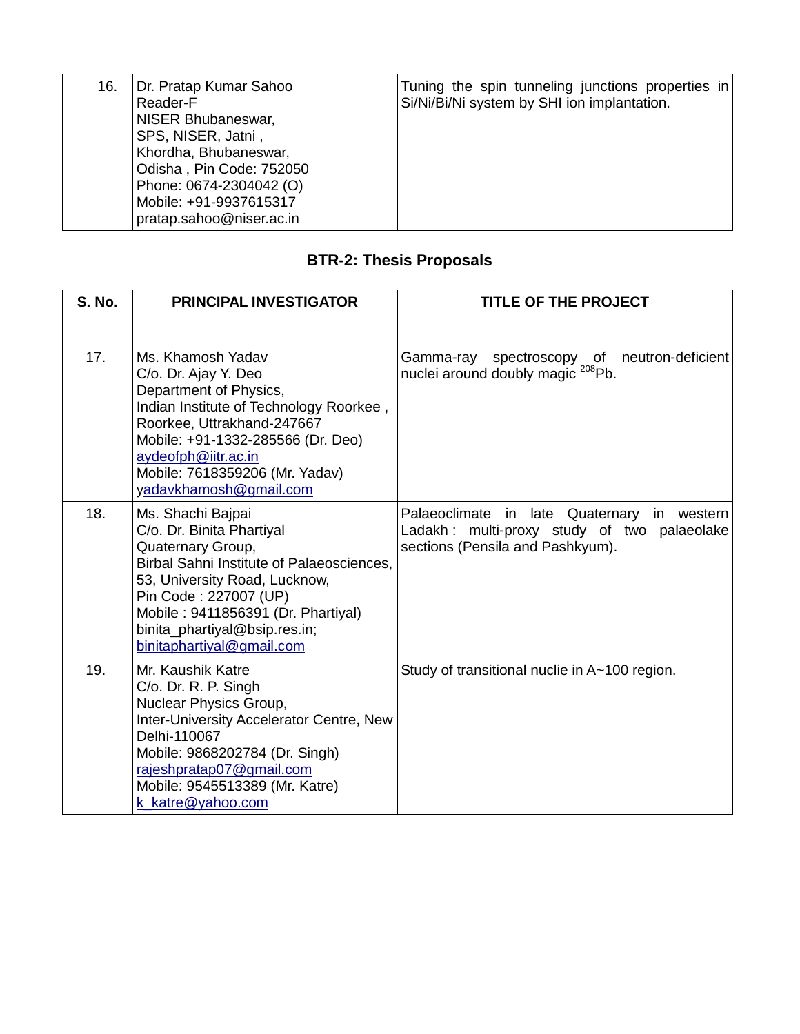| | | |
|---|---|---|
| 16. | Dr. Pratap Kumar Sahoo<br>Reader-F<br>NISER Bhubaneswar,<br>SPS, NISER, Jatni ,<br>Khordha, Bhubaneswar,<br>Odisha , Pin Code: 752050<br>Phone: 0674-2304042 (O)<br>Mobile: +91-9937615317<br>pratap.sahoo@niser.ac.in | Tuning the spin tunneling junctions properties in Si/Ni/Bi/Ni system by SHI ion implantation. |

## BTR-2: Thesis Proposals

| S. No. | PRINCIPAL INVESTIGATOR | TITLE OF THE PROJECT |
|---|---|---|
| 17. | Ms. Khamosh Yadav<br>C/o. Dr. Ajay Y. Deo<br>Department of Physics,<br>Indian Institute of Technology Roorkee ,<br>Roorkee, Uttrakhand-247667<br>Mobile: +91-1332-285566 (Dr. Deo)<br>aydeofph@iitr.ac.in<br>Mobile: 7618359206 (Mr. Yadav)<br>yadavkhamosh@gmail.com | Gamma-ray spectroscopy of neutron-deficient nuclei around doubly magic $^{208}$Pb. |
| 18. | Ms. Shachi Bajpai<br>C/o. Dr. Binita Phartiyal<br>Quaternary Group,<br>Birbal Sahni Institute of Palaeosciences,<br>53, University Road, Lucknow,<br>Pin Code : 227007 (UP)<br>Mobile : 9411856391 (Dr. Phartiyal)<br>binita_phartiyal@bsip.res.in;<br>binitaphartiyal@gmail.com | Palaeoclimate in late Quaternary in western Ladakh : multi-proxy study of two palaeolake sections (Pensila and Pashkyum). |
| 19. | Mr. Kaushik Katre<br>C/o. Dr. R. P. Singh<br>Nuclear Physics Group,<br>Inter-University Accelerator Centre, New Delhi-110067<br>Mobile: 9868202784 (Dr. Singh)<br>rajeshpratap07@gmail.com<br>Mobile: 9545513389 (Mr. Katre)<br>k_katre@yahoo.com | Study of transitional nuclie in A~100 region. |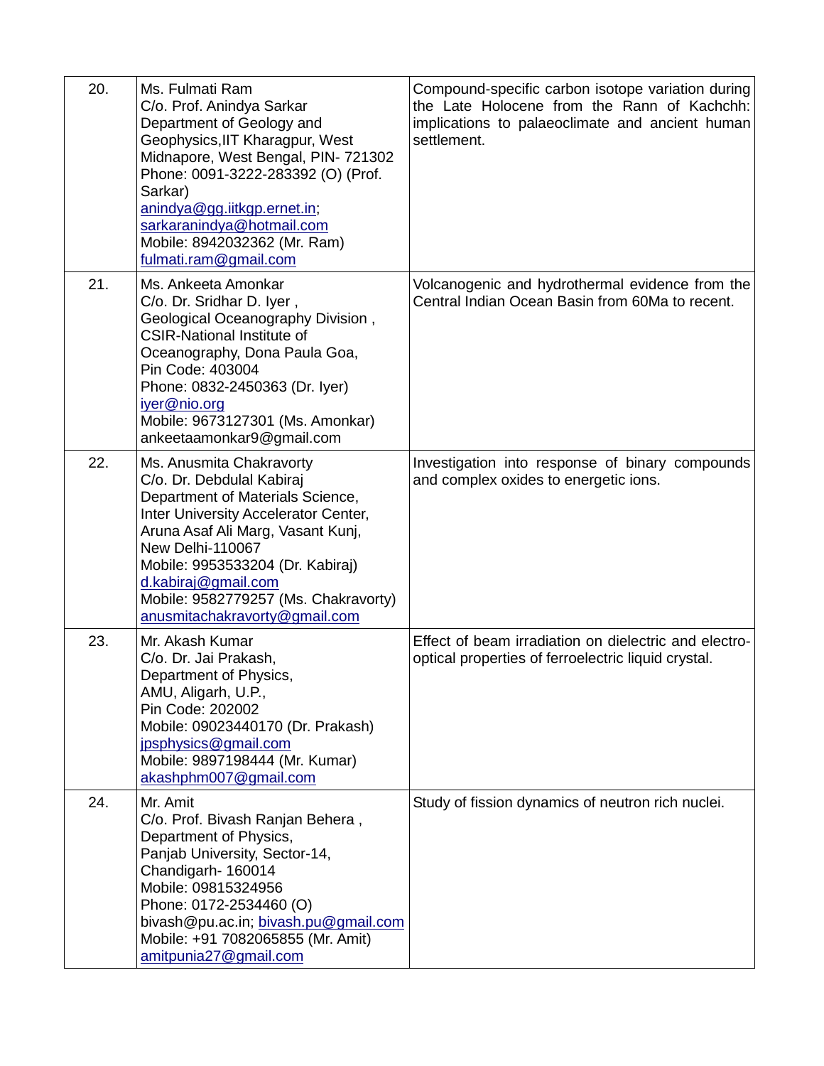| | | |
|---|---|---|
| 20. | Ms. Fulmati Ram<br>C/o. Prof. Anindya Sarkar<br>Department of Geology and Geophysics,IIT Kharagpur, West Midnapore, West Bengal, PIN- 721302<br>Phone: 0091-3222-283392 (O) (Prof. Sarkar)<br>anindya@gg.iitkgp.ernet.in; sarkaranindya@hotmail.com<br>Mobile: 8942032362 (Mr. Ram)<br>fulmati.ram@gmail.com | Compound-specific carbon isotope variation during the Late Holocene from the Rann of Kachchh: implications to palaeoclimate and ancient human settlement. |
| 21. | Ms. Ankeeta Amonkar<br>C/o. Dr. Sridhar D. Iyer ,<br>Geological Oceanography Division ,<br>CSIR-National Institute of Oceanography, Dona Paula Goa,<br>Pin Code: 403004<br>Phone: 0832-2450363 (Dr. Iyer)<br>iyer@nio.org<br>Mobile: 9673127301 (Ms. Amonkar)<br>ankeetaamonkar9@gmail.com | Volcanogenic and hydrothermal evidence from the Central Indian Ocean Basin from 60Ma to recent. |
| 22. | Ms. Anusmita Chakravorty<br>C/o. Dr. Debdulal Kabiraj<br>Department of Materials Science,<br>Inter University Accelerator Center,<br>Aruna Asaf Ali Marg, Vasant Kunj,<br>New Delhi-110067<br>Mobile: 9953533204 (Dr. Kabiraj)<br>d.kabiraj@gmail.com<br>Mobile: 9582779257 (Ms. Chakravorty)<br>anusmitachakravorty@gmail.com | Investigation into response of binary compounds and complex oxides to energetic ions. |
| 23. | Mr. Akash Kumar<br>C/o. Dr. Jai Prakash,<br>Department of Physics,<br>AMU, Aligarh, U.P.,<br>Pin Code: 202002<br>Mobile: 09023440170 (Dr. Prakash)<br>jpsphysics@gmail.com<br>Mobile: 9897198444 (Mr. Kumar)<br>akashphm007@gmail.com | Effect of beam irradiation on dielectric and electro-optical properties of ferroelectric liquid crystal. |
| 24. | Mr. Amit<br>C/o. Prof. Bivash Ranjan Behera ,<br>Department of Physics,<br>Panjab University, Sector-14,<br>Chandigarh- 160014<br>Mobile: 09815324956<br>Phone: 0172-2534460 (O)<br>bivash@pu.ac.in; bivash.pu@gmail.com<br>Mobile: +91 7082065855 (Mr. Amit)<br>amitpunia27@gmail.com | Study of fission dynamics of neutron rich nuclei. |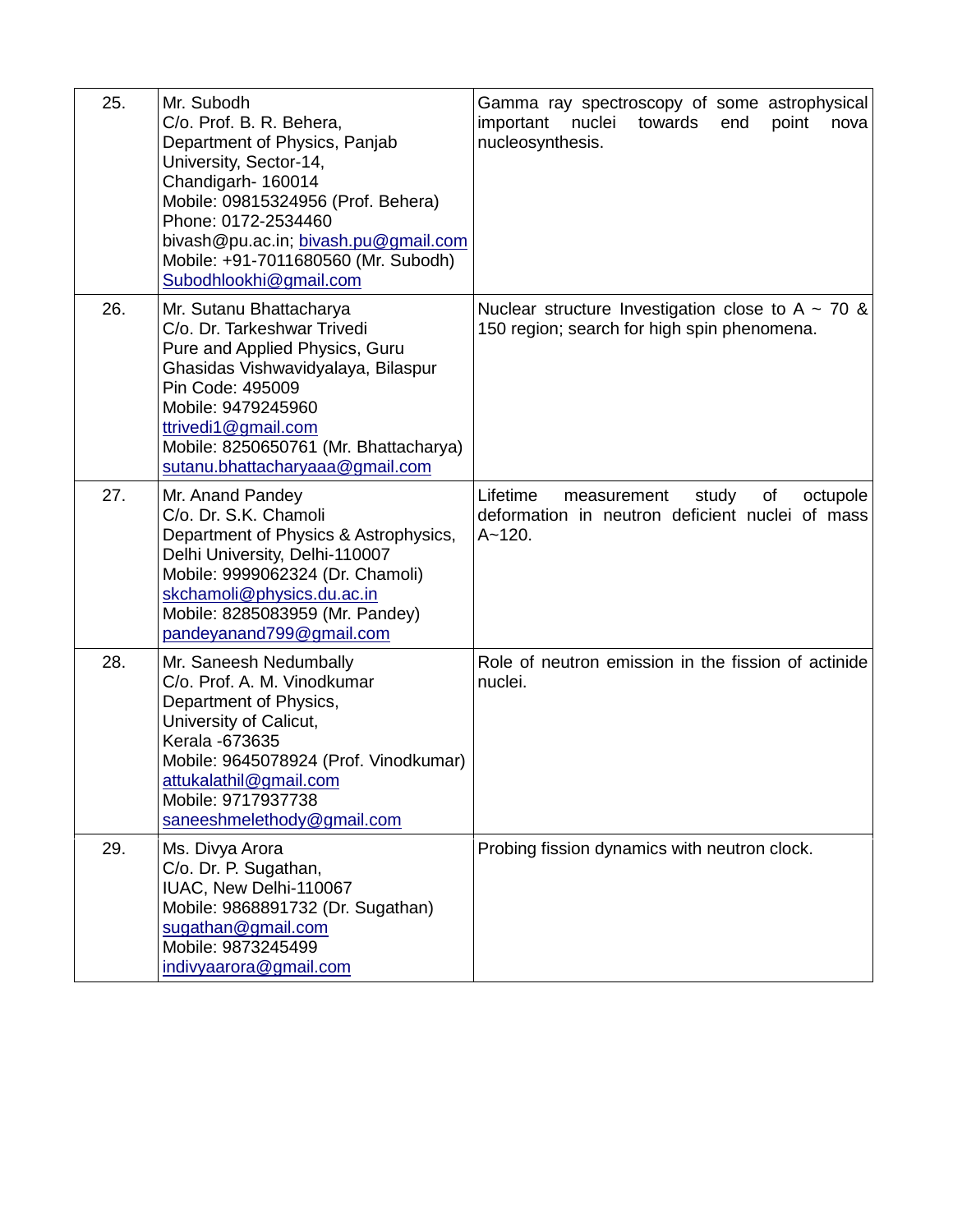| | | |
|---|---|---|
| 25. | Mr. Subodh<br>C/o. Prof. B. R. Behera,<br>Department of Physics, Panjab University, Sector-14,<br>Chandigarh- 160014<br>Mobile: 09815324956 (Prof. Behera)<br>Phone: 0172-2534460<br>bivash@pu.ac.in; bivash.pu@gmail.com<br>Mobile: +91-7011680560 (Mr. Subodh)<br>Subodhlookhi@gmail.com | Gamma ray spectroscopy of some astrophysical important nuclei towards end point nova nucleosynthesis. |
| 26. | Mr. Sutanu Bhattacharya<br>C/o. Dr. Tarkeshwar Trivedi<br>Pure and Applied Physics, Guru Ghasidas Vishwavidyalaya, Bilaspur<br>Pin Code: 495009<br>Mobile: 9479245960<br>ttrivedi1@gmail.com<br>Mobile: 8250650761 (Mr. Bhattacharya)<br>sutanu.bhattacharyaaa@gmail.com | Nuclear structure Investigation close to A ~ 70 & 150 region; search for high spin phenomena. |
| 27. | Mr. Anand Pandey<br>C/o. Dr. S.K. Chamoli<br>Department of Physics & Astrophysics, Delhi University, Delhi-110007<br>Mobile: 9999062324 (Dr. Chamoli)<br>skchamoli@physics.du.ac.in<br>Mobile: 8285083959 (Mr. Pandey)<br>pandeyanand799@gmail.com | Lifetime measurement study of octupole deformation in neutron deficient nuclei of mass A~120. |
| 28. | Mr. Saneesh Nedumbally<br>C/o. Prof. A. M. Vinodkumar<br>Department of Physics,<br>University of Calicut,<br>Kerala -673635<br>Mobile: 9645078924 (Prof. Vinodkumar)<br>attukalathil@gmail.com<br>Mobile: 9717937738<br>saneeshmelethody@gmail.com | Role of neutron emission in the fission of actinide nuclei. |
| 29. | Ms. Divya Arora<br>C/o. Dr. P. Sugathan,<br>IUAC, New Delhi-110067<br>Mobile: 9868891732 (Dr. Sugathan)<br>sugathan@gmail.com<br>Mobile: 9873245499<br>indivyaarora@gmail.com | Probing fission dynamics with neutron clock. |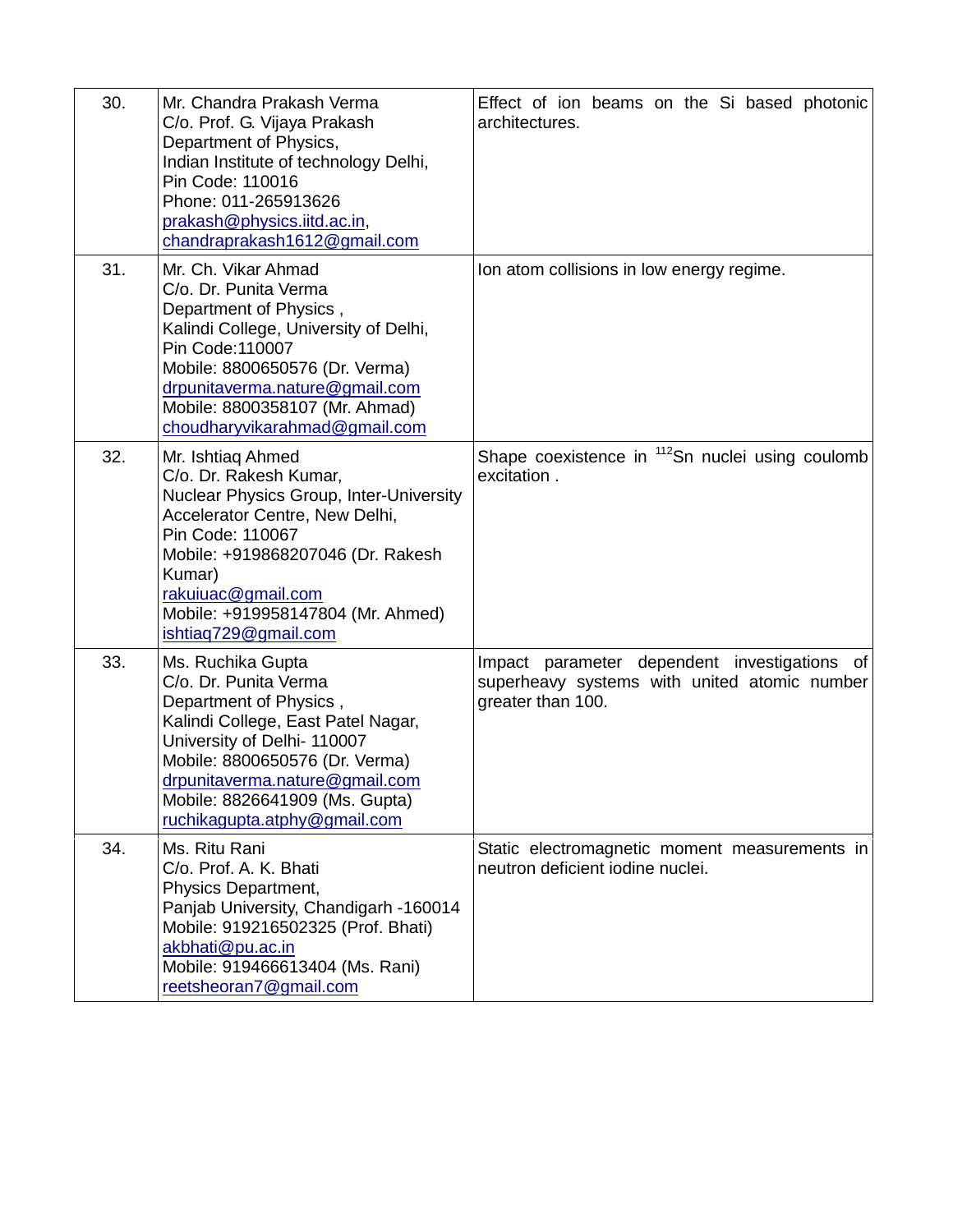| | | |
|---|---|---|
| 30. | Mr. Chandra Prakash Verma<br>C/o. Prof. G. Vijaya Prakash<br>Department of Physics,<br>Indian Institute of technology Delhi,<br>Pin Code: 110016<br>Phone: 011-265913626<br>prakash@physics.iitd.ac.in,<br>chandraprakash1612@gmail.com | Effect of ion beams on the Si based photonic architectures. |
| 31. | Mr. Ch. Vikar Ahmad<br>C/o. Dr. Punita Verma<br>Department of Physics ,<br>Kalindi College, University of Delhi,<br>Pin Code:110007<br>Mobile: 8800650576 (Dr. Verma)<br>drpunitaverma.nature@gmail.com<br>Mobile: 8800358107 (Mr. Ahmad)<br>choudharyvikarahmad@gmail.com | Ion atom collisions in low energy regime. |
| 32. | Mr. Ishtiaq Ahmed<br>C/o. Dr. Rakesh Kumar,<br>Nuclear Physics Group, Inter-University Accelerator Centre, New Delhi,<br>Pin Code: 110067<br>Mobile: +919868207046 (Dr. Rakesh Kumar)<br>rakuiuac@gmail.com<br>Mobile: +919958147804 (Mr. Ahmed)<br>ishtiaq729@gmail.com | Shape coexistence in $^{112}$Sn nuclei using coulomb excitation . |
| 33. | Ms. Ruchika Gupta<br>C/o. Dr. Punita Verma<br>Department of Physics ,<br>Kalindi College, East Patel Nagar,<br>University of Delhi- 110007<br>Mobile: 8800650576 (Dr. Verma)<br>drpunitaverma.nature@gmail.com<br>Mobile: 8826641909 (Ms. Gupta)<br>ruchikagupta.atphy@gmail.com | Impact parameter dependent investigations of superheavy systems with united atomic number greater than 100. |
| 34. | Ms. Ritu Rani<br>C/o. Prof. A. K. Bhati<br>Physics Department,<br>Panjab University, Chandigarh -160014<br>Mobile: 919216502325 (Prof. Bhati)<br>akbhati@pu.ac.in<br>Mobile: 919466613404 (Ms. Rani)<br>reetsheoran7@gmail.com | Static electromagnetic moment measurements in neutron deficient iodine nuclei. |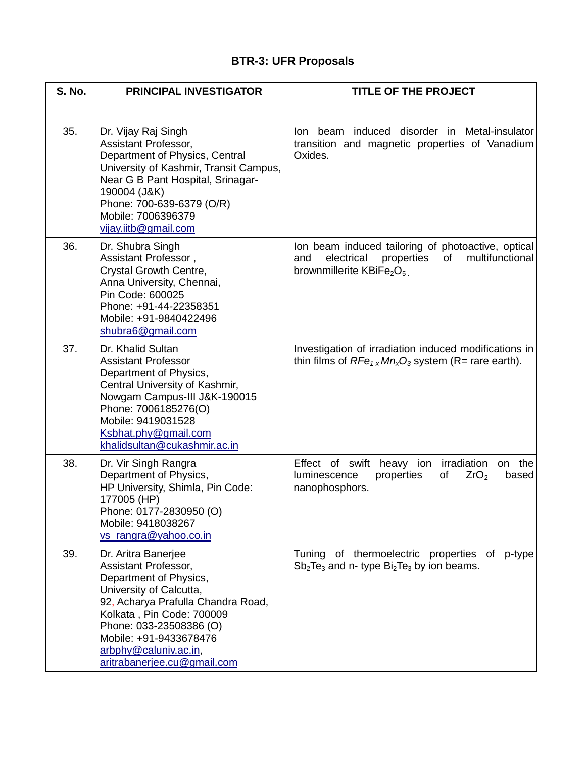# BTR-3: UFR Proposals

| S. No. | PRINCIPAL INVESTIGATOR | TITLE OF THE PROJECT |
|---|---|---|
| 35. | Dr. Vijay Raj Singh<br>Assistant Professor,<br>Department of Physics, Central University of Kashmir, Transit Campus, Near G B Pant Hospital, Srinagar-190004 (J&K)<br>Phone: 700-639-6379 (O/R)<br>Mobile: 7006396379<br>vijay.iitb@gmail.com | Ion beam induced disorder in Metal-insulator transition and magnetic properties of Vanadium Oxides. |
| 36. | Dr. Shubra Singh<br>Assistant Professor ,<br>Crystal Growth Centre,<br>Anna University, Chennai,<br>Pin Code: 600025<br>Phone: +91-44-22358351<br>Mobile: +91-9840422496<br>shubra6@gmail.com | Ion beam induced tailoring of photoactive, optical and electrical properties of multifunctional brownmillerite $KBiFe_2O_5$. |
| 37. | Dr. Khalid Sultan<br>Assistant Professor<br>Department of Physics,<br>Central University of Kashmir,<br>Nowgam Campus-III J&K-190015<br>Phone: 7006185276(O)<br>Mobile: 9419031528<br>Ksbhat.phy@gmail.com<br>khalidsultan@cukashmir.ac.in | Investigation of irradiation induced modifications in thin films of $RFe_{1-x}Mn_xO_3$ system (R= rare earth). |
| 38. | Dr. Vir Singh Rangra<br>Department of Physics,<br>HP University, Shimla, Pin Code: 177005 (HP)<br>Phone: 0177-2830950 (O)<br>Mobile: 9418038267<br>vs_rangra@yahoo.co.in | Effect of swift heavy ion irradiation on the luminescence properties of $ZrO_2$ based nanophosphors. |
| 39. | Dr. Aritra Banerjee<br>Assistant Professor,<br>Department of Physics,<br>University of Calcutta,<br>92, Acharya Prafulla Chandra Road, Kolkata , Pin Code: 700009<br>Phone: 033-23508386 (O)<br>Mobile: +91-9433678476<br>arbphy@caluniv.ac.in,<br>aritrabanerjee.cu@gmail.com | Tuning of thermoelectric properties of p-type $Sb_2Te_3$ and n- type $Bi_2Te_3$ by ion beams. |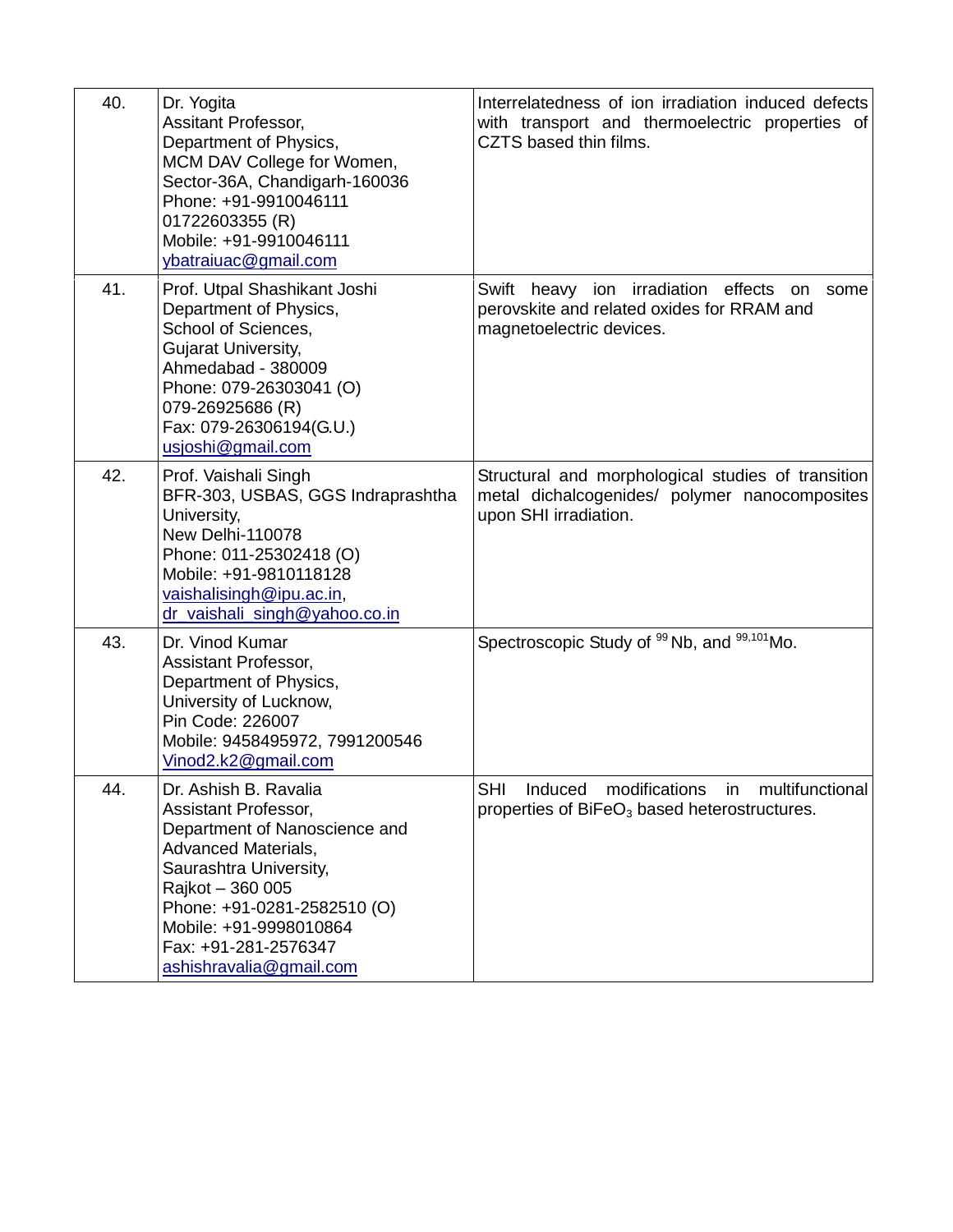| | | |
|---|---|---|
| 40. | Dr. Yogita<br>Assitant Professor,<br>Department of Physics,<br>MCM DAV College for Women,<br>Sector-36A, Chandigarh-160036<br>Phone: +91-9910046111<br>01722603355 (R)<br>Mobile: +91-9910046111<br>ybatraiuac@gmail.com | Interrelatedness of ion irradiation induced defects with transport and thermoelectric properties of CZTS based thin films. |
| 41. | Prof. Utpal Shashikant Joshi<br>Department of Physics,<br>School of Sciences,<br>Gujarat University,<br>Ahmedabad - 380009<br>Phone: 079-26303041 (O)<br>079-26925686 (R)<br>Fax: 079-26306194(G.U.)<br>usjoshi@gmail.com | Swift heavy ion irradiation effects on some perovskite and related oxides for RRAM and magnetoelectric devices. |
| 42. | Prof. Vaishali Singh<br>BFR-303, USBAS, GGS Indraprashtha University,<br>New Delhi-110078<br>Phone: 011-25302418 (O)<br>Mobile: +91-9810118128<br>vaishalisingh@ipu.ac.in,<br>dr_vaishali_singh@yahoo.co.in | Structural and morphological studies of transition metal dichalcogenides/ polymer nanocomposites upon SHI irradiation. |
| 43. | Dr. Vinod Kumar<br>Assistant Professor,<br>Department of Physics,<br>University of Lucknow,<br>Pin Code: 226007<br>Mobile: 9458495972, 7991200546<br>Vinod2.k2@gmail.com | Spectroscopic Study of $^{99}$Nb, and $^{99,101}$Mo. |
| 44. | Dr. Ashish B. Ravalia<br>Assistant Professor,<br>Department of Nanoscience and Advanced Materials,<br>Saurashtra University,<br>Rajkot – 360 005<br>Phone: +91-0281-2582510 (O)<br>Mobile: +91-9998010864<br>Fax: +91-281-2576347<br>ashishravalia@gmail.com | SHI Induced modifications in multifunctional properties of $BiFeO_3$ based heterostructures. |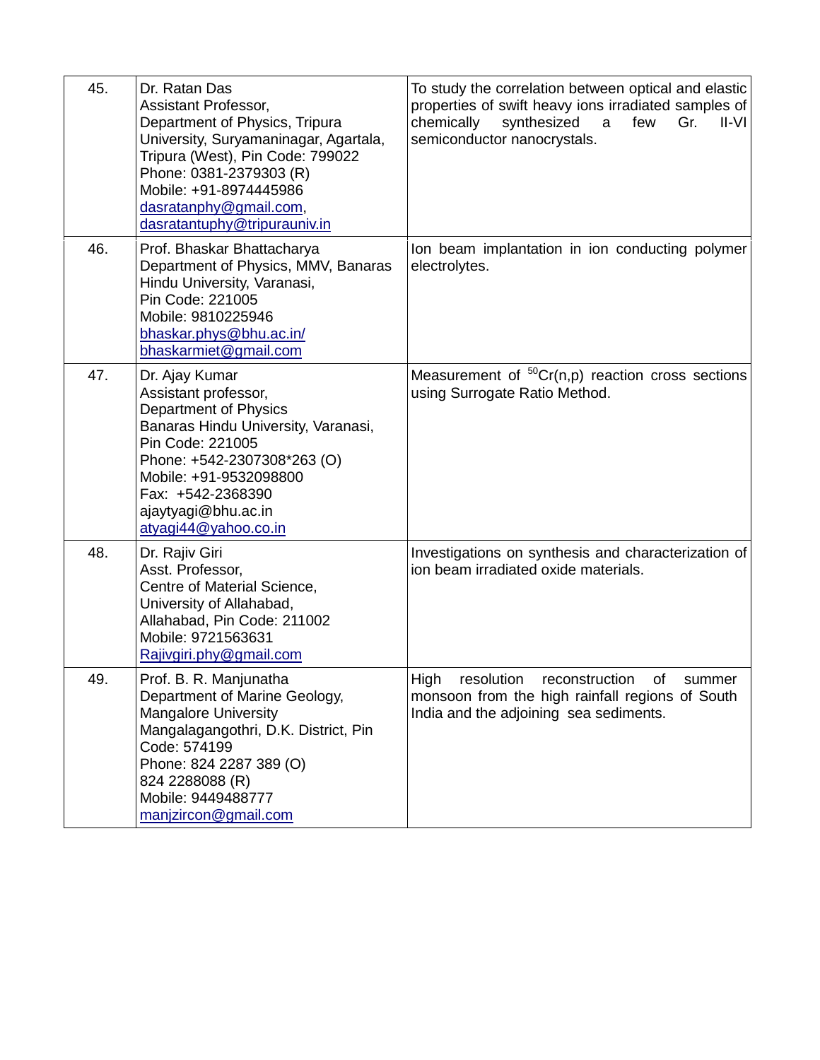| | | |
|---|---|---|
| 45. | Dr. Ratan Das<br>Assistant Professor,<br>Department of Physics, Tripura University, Suryamaninagar, Agartala, Tripura (West), Pin Code: 799022<br>Phone: 0381-2379303 (R)<br>Mobile: +91-8974445986<br>dasratanphy@gmail.com,<br>dasratantuphy@tripurauniv.in | To study the correlation between optical and elastic properties of swift heavy ions irradiated samples of chemically synthesized a few Gr. II-VI semiconductor nanocrystals. |
| 46. | Prof. Bhaskar Bhattacharya<br>Department of Physics, MMV, Banaras Hindu University, Varanasi,<br>Pin Code: 221005<br>Mobile: 9810225946<br>bhaskar.phys@bhu.ac.in/<br>bhaskarmiet@gmail.com | Ion beam implantation in ion conducting polymer electrolytes. |
| 47. | Dr. Ajay Kumar<br>Assistant professor,<br>Department of Physics<br>Banaras Hindu University, Varanasi,<br>Pin Code: 221005<br>Phone: +542-2307308*263 (O)<br>Mobile: +91-9532098800<br>Fax: +542-2368390<br>ajaytyagi@bhu.ac.in<br>atyagi44@yahoo.co.in | Measurement of $^{50}Cr(n,p)$ reaction cross sections using Surrogate Ratio Method. |
| 48. | Dr. Rajiv Giri<br>Asst. Professor,<br>Centre of Material Science,<br>University of Allahabad,<br>Allahabad, Pin Code: 211002<br>Mobile: 9721563631<br>Rajivgiri.phy@gmail.com | Investigations on synthesis and characterization of ion beam irradiated oxide materials. |
| 49. | Prof. B. R. Manjunatha<br>Department of Marine Geology,<br>Mangalore University<br>Mangalagangothri, D.K. District, Pin Code: 574199<br>Phone: 824 2287 389 (O)<br>824 2288088 (R)<br>Mobile: 9449488777<br>manjzircon@gmail.com | High resolution reconstruction of summer monsoon from the high rainfall regions of South India and the adjoining sea sediments. |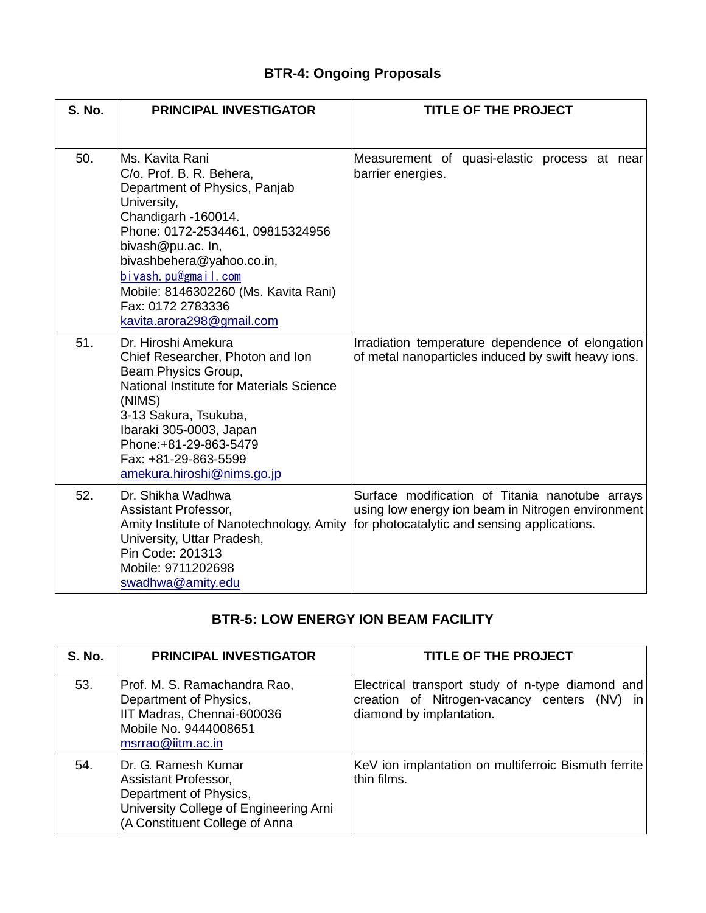## BTR-4: Ongoing Proposals

| S. No. | PRINCIPAL INVESTIGATOR | TITLE OF THE PROJECT |
|---|---|---|
| 50. | Ms. Kavita Rani<br>C/o. Prof. B. R. Behera,<br>Department of Physics, Panjab University,<br>Chandigarh -160014.<br>Phone: 0172-2534461, 09815324956<br>bivash@pu.ac. In,<br>bivashbehera@yahoo.co.in,<br>bivash.pu@gmail.com<br>Mobile: 8146302260 (Ms. Kavita Rani)<br>Fax: 0172 2783336<br>kavita.arora298@gmail.com | Measurement of quasi-elastic process at near barrier energies. |
| 51. | Dr. Hiroshi Amekura<br>Chief Researcher, Photon and Ion Beam Physics Group,<br>National Institute for Materials Science (NIMS)<br>3-13 Sakura, Tsukuba,<br>Ibaraki 305-0003, Japan<br>Phone:+81-29-863-5479<br>Fax: +81-29-863-5599<br>amekura.hiroshi@nims.go.jp | Irradiation temperature dependence of elongation of metal nanoparticles induced by swift heavy ions. |
| 52. | Dr. Shikha Wadhwa<br>Assistant Professor,<br>Amity Institute of Nanotechnology, Amity University, Uttar Pradesh,<br>Pin Code: 201313<br>Mobile: 9711202698<br>swadhwa@amity.edu | Surface modification of Titania nanotube arrays using low energy ion beam in Nitrogen environment for photocatalytic and sensing applications. |

## BTR-5: LOW ENERGY ION BEAM FACILITY

| S. No. | PRINCIPAL INVESTIGATOR | TITLE OF THE PROJECT |
|---|---|---|
| 53. | Prof. M. S. Ramachandra Rao,<br>Department of Physics,<br>IIT Madras, Chennai-600036<br>Mobile No. 9444008651<br>msrrao@iitm.ac.in | Electrical transport study of n-type diamond and creation of Nitrogen-vacancy centers (NV) in diamond by implantation. |
| 54. | Dr. G. Ramesh Kumar<br>Assistant Professor,<br>Department of Physics,<br>University College of Engineering Arni<br>(A Constituent College of Anna | KeV ion implantation on multiferroic Bismuth ferrite thin films. |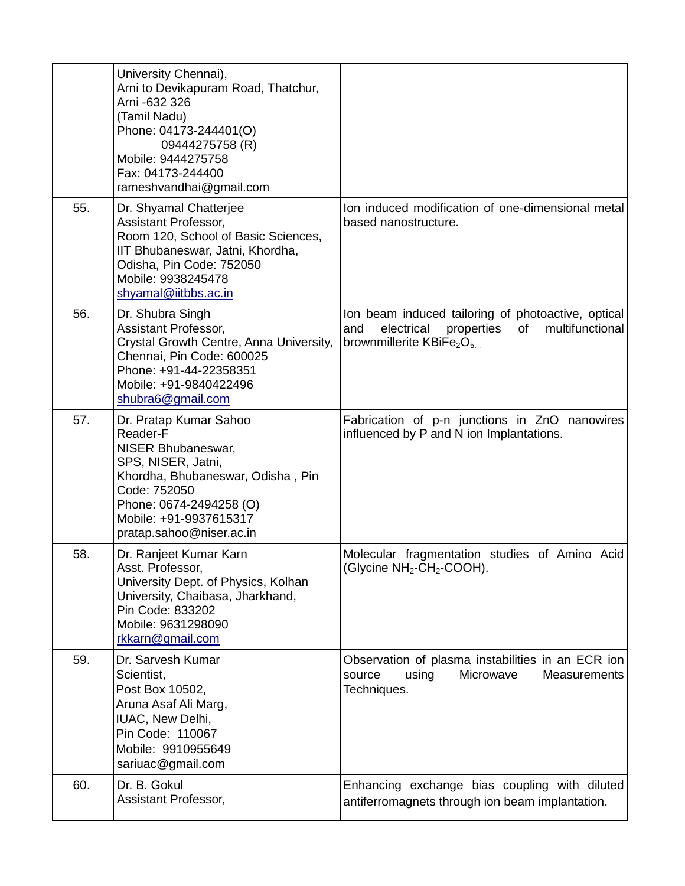| | | |
|---|---|---|
| | University Chennai),<br>Arni to Devikapuram Road, Thatchur,<br>Arni -632 326<br>(Tamil Nadu)<br>Phone: 04173-244401(O)<br>09444275758 (R)<br>Mobile: 9444275758<br>Fax: 04173-244400<br>rameshvandhai@gmail.com | |
| 55. | Dr. Shyamal Chatterjee<br>Assistant Professor,<br>Room 120, School of Basic Sciences,<br>IIT Bhubaneswar, Jatni, Khordha,<br>Odisha, Pin Code: 752050<br>Mobile: 9938245478<br>shyamal@iitbbs.ac.in | Ion induced modification of one-dimensional metal based nanostructure. |
| 56. | Dr. Shubra Singh<br>Assistant Professor,<br>Crystal Growth Centre, Anna University,<br>Chennai, Pin Code: 600025<br>Phone: +91-44-22358351<br>Mobile: +91-9840422496<br>shubra6@gmail.com | Ion beam induced tailoring of photoactive, optical and electrical properties of multifunctional brownmillerite $KBiFe_2O_5$. |
| 57. | Dr. Pratap Kumar Sahoo<br>Reader-F<br>NISER Bhubaneswar,<br>SPS, NISER, Jatni,<br>Khordha, Bhubaneswar, Odisha , Pin Code: 752050<br>Phone: 0674-2494258 (O)<br>Mobile: +91-9937615317<br>pratap.sahoo@niser.ac.in | Fabrication of p-n junctions in ZnO nanowires influenced by P and N ion Implantations. |
| 58. | Dr. Ranjeet Kumar Karn<br>Asst. Professor,<br>University Dept. of Physics, Kolhan University, Chaibasa, Jharkhand,<br>Pin Code: 833202<br>Mobile: 9631298090<br>rkkarn@gmail.com | Molecular fragmentation studies of Amino Acid (Glycine $NH_2$-$CH_2$-COOH). |
| 59. | Dr. Sarvesh Kumar<br>Scientist,<br>Post Box 10502,<br>Aruna Asaf Ali Marg,<br>IUAC, New Delhi,<br>Pin Code: 110067<br>Mobile: 9910955649<br>sariuac@gmail.com | Observation of plasma instabilities in an ECR ion source using Microwave Measurements Techniques. |
| 60. | Dr. B. Gokul<br>Assistant Professor, | Enhancing exchange bias coupling with diluted antiferromagnets through ion beam implantation. |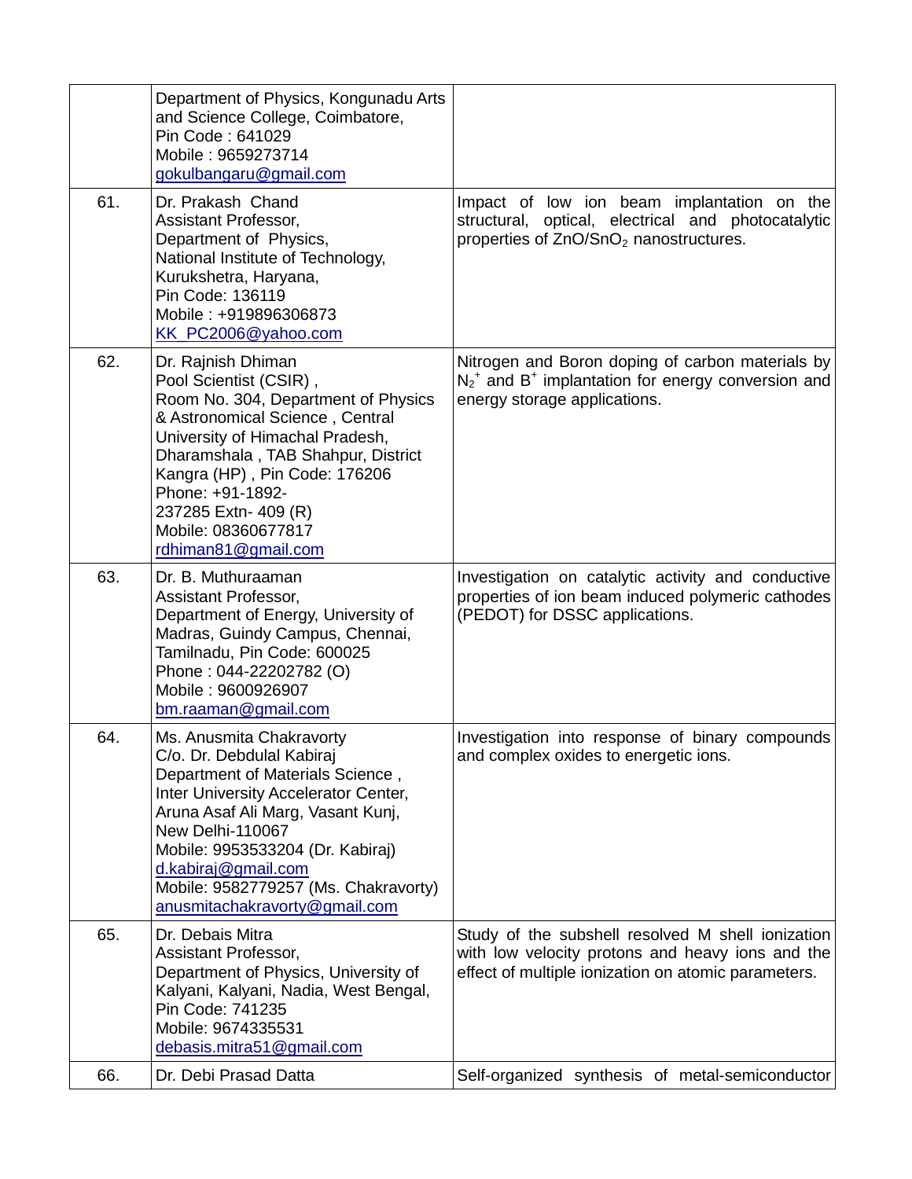|  |  |  |
|---|---|---|
|  | Department of Physics, Kongunadu Arts and Science College, Coimbatore, Pin Code : 641029 Mobile : 9659273714 gokulbangaru@gmail.com |  |
| 61. | Dr. Prakash Chand Assistant Professor, Department of Physics, National Institute of Technology, Kurukshetra, Haryana, Pin Code: 136119 Mobile : +919896306873 KK_PC2006@yahoo.com | Impact of low ion beam implantation on the structural, optical, electrical and photocatalytic properties of $ZnO/SnO_2$ nanostructures. |
| 62. | Dr. Rajnish Dhiman Pool Scientist (CSIR) , Room No. 304, Department of Physics & Astronomical Science , Central University of Himachal Pradesh, Dharamshala , TAB Shahpur, District Kangra (HP) , Pin Code: 176206 Phone: +91-1892-237285 Extn- 409 (R) Mobile: 08360677817 rdhiman81@gmail.com | Nitrogen and Boron doping of carbon materials by $N_2^+$ and $B^+$ implantation for energy conversion and energy storage applications. |
| 63. | Dr. B. Muthuraaman Assistant Professor, Department of Energy, University of Madras, Guindy Campus, Chennai, Tamilnadu, Pin Code: 600025 Phone : 044-22202782 (O) Mobile : 9600926907 bm.raaman@gmail.com | Investigation on catalytic activity and conductive properties of ion beam induced polymeric cathodes (PEDOT) for DSSC applications. |
| 64. | Ms. Anusmita Chakravorty C/o. Dr. Debdulal Kabiraj Department of Materials Science , Inter University Accelerator Center, Aruna Asaf Ali Marg, Vasant Kunj, New Delhi-110067 Mobile: 9953533204 (Dr. Kabiraj) d.kabiraj@gmail.com Mobile: 9582779257 (Ms. Chakravorty) anusmitachakravorty@gmail.com | Investigation into response of binary compounds and complex oxides to energetic ions. |
| 65. | Dr. Debais Mitra Assistant Professor, Department of Physics, University of Kalyani, Kalyani, Nadia, West Bengal, Pin Code: 741235 Mobile: 9674335531 debasis.mitra51@gmail.com | Study of the subshell resolved M shell ionization with low velocity protons and heavy ions and the effect of multiple ionization on atomic parameters. |
| 66. | Dr. Debi Prasad Datta | Self-organized synthesis of metal-semiconductor |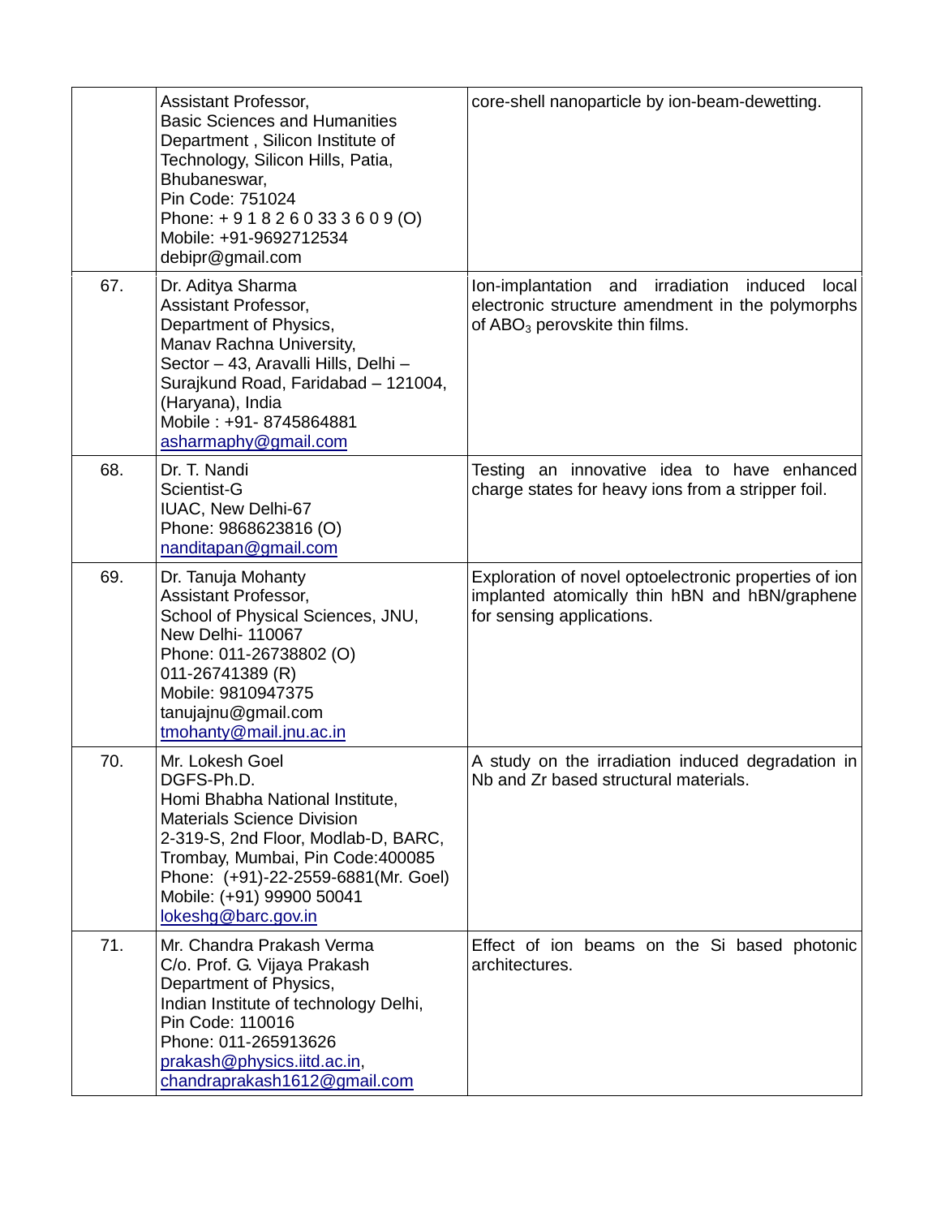| | | |
|---|---|---|
| | Assistant Professor,<br>Basic Sciences and Humanities Department , Silicon Institute of Technology, Silicon Hills, Patia, Bhubaneswar,<br>Pin Code: 751024<br>Phone: + 9 1 8 2 6 0 33 3 6 0 9 (O)<br>Mobile: +91-9692712534<br>debipr@gmail.com | core-shell nanoparticle by ion-beam-dewetting. |
| 67. | Dr. Aditya Sharma<br>Assistant Professor,<br>Department of Physics,<br>Manav Rachna University,<br>Sector – 43, Aravalli Hills, Delhi – Surajkund Road, Faridabad – 121004, (Haryana), India<br>Mobile : +91- 8745864881<br>asharmaphy@gmail.com | Ion-implantation and irradiation induced local electronic structure amendment in the polymorphs of $ABO_3$ perovskite thin films. |
| 68. | Dr. T. Nandi<br>Scientist-G<br>IUAC, New Delhi-67<br>Phone: 9868623816 (O)<br>nanditapan@gmail.com | Testing an innovative idea to have enhanced charge states for heavy ions from a stripper foil. |
| 69. | Dr. Tanuja Mohanty<br>Assistant Professor,<br>School of Physical Sciences, JNU, New Delhi- 110067<br>Phone: 011-26738802 (O)<br>011-26741389 (R)<br>Mobile: 9810947375<br>tanujajnu@gmail.com<br>tmohanty@mail.jnu.ac.in | Exploration of novel optoelectronic properties of ion implanted atomically thin hBN and hBN/graphene for sensing applications. |
| 70. | Mr. Lokesh Goel<br>DGFS-Ph.D.<br>Homi Bhabha National Institute, Materials Science Division<br>2-319-S, 2nd Floor, Modlab-D, BARC, Trombay, Mumbai, Pin Code:400085<br>Phone: (+91)-22-2559-6881(Mr. Goel)<br>Mobile: (+91) 99900 50041<br>lokeshg@barc.gov.in | A study on the irradiation induced degradation in Nb and Zr based structural materials. |
| 71. | Mr. Chandra Prakash Verma<br>C/o. Prof. G. Vijaya Prakash<br>Department of Physics,<br>Indian Institute of technology Delhi, Pin Code: 110016<br>Phone: 011-265913626<br>prakash@physics.iitd.ac.in, chandraprakash1612@gmail.com | Effect of ion beams on the Si based photonic architectures. |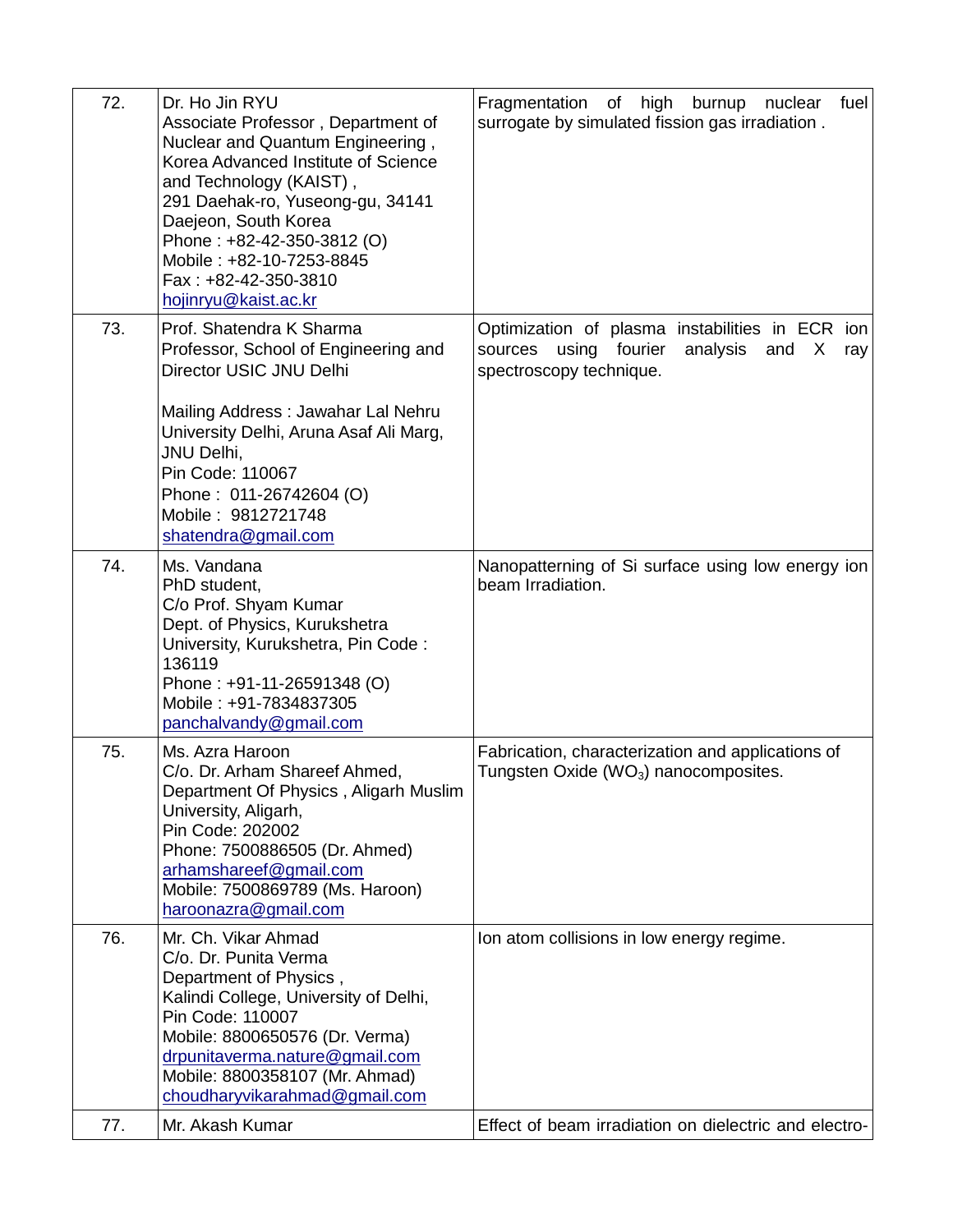| | | |
|---|---|---|
| 72. | Dr. Ho Jin RYU<br>Associate Professor , Department of Nuclear and Quantum Engineering , Korea Advanced Institute of Science and Technology (KAIST) ,<br>291 Daehak-ro, Yuseong-gu, 34141 Daejeon, South Korea<br>Phone : +82-42-350-3812 (O)<br>Mobile : +82-10-7253-8845<br>Fax : +82-42-350-3810<br>hojinryu@kaist.ac.kr | Fragmentation of high burnup nuclear fuel surrogate by simulated fission gas irradiation . |
| 73. | Prof. Shatendra K Sharma<br>Professor, School of Engineering and Director USIC JNU Delhi<br><br>Mailing Address : Jawahar Lal Nehru University Delhi, Aruna Asaf Ali Marg, JNU Delhi,<br>Pin Code: 110067<br>Phone : 011-26742604 (O)<br>Mobile : 9812721748<br>shatendra@gmail.com | Optimization of plasma instabilities in ECR ion sources using fourier analysis and X ray spectroscopy technique. |
| 74. | Ms. Vandana<br>PhD student,<br>C/o Prof. Shyam Kumar<br>Dept. of Physics, Kurukshetra University, Kurukshetra, Pin Code : 136119<br>Phone : +91-11-26591348 (O)<br>Mobile : +91-7834837305<br>panchalvandy@gmail.com | Nanopatterning of Si surface using low energy ion beam Irradiation. |
| 75. | Ms. Azra Haroon<br>C/o. Dr. Arham Shareef Ahmed, Department Of Physics , Aligarh Muslim University, Aligarh,<br>Pin Code: 202002<br>Phone: 7500886505 (Dr. Ahmed)<br>arhamshareef@gmail.com<br>Mobile: 7500869789 (Ms. Haroon)<br>haroonazra@gmail.com | Fabrication, characterization and applications of Tungsten Oxide ($WO_3$) nanocomposites. |
| 76. | Mr. Ch. Vikar Ahmad<br>C/o. Dr. Punita Verma<br>Department of Physics ,<br>Kalindi College, University of Delhi,<br>Pin Code: 110007<br>Mobile: 8800650576 (Dr. Verma)<br>drpunitaverma.nature@gmail.com<br>Mobile: 8800358107 (Mr. Ahmad)<br>choudharyvikarahmad@gmail.com | Ion atom collisions in low energy regime. |
| 77. | Mr. Akash Kumar | Effect of beam irradiation on dielectric and electro- |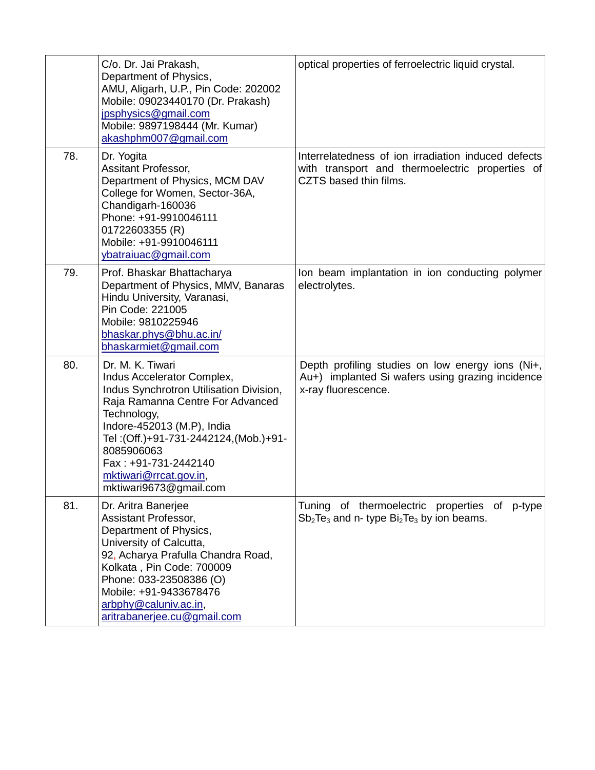| | | |
|---|---|---|
| | C/o. Dr. Jai Prakash,<br>Department of Physics,<br>AMU, Aligarh, U.P., Pin Code: 202002<br>Mobile: 09023440170 (Dr. Prakash)<br>jpsphysics@gmail.com<br>Mobile: 9897198444 (Mr. Kumar)<br>akashphm007@gmail.com | optical properties of ferroelectric liquid crystal. |
| 78. | Dr. Yogita<br>Assitant Professor,<br>Department of Physics, MCM DAV College for Women, Sector-36A, Chandigarh-160036<br>Phone: +91-9910046111<br>01722603355 (R)<br>Mobile: +91-9910046111<br>ybatraiuac@gmail.com | Interrelatedness of ion irradiation induced defects with transport and thermoelectric properties of CZTS based thin films. |
| 79. | Prof. Bhaskar Bhattacharya<br>Department of Physics, MMV, Banaras Hindu University, Varanasi,<br>Pin Code: 221005<br>Mobile: 9810225946<br>bhaskar.phys@bhu.ac.in/<br>bhaskarmiet@gmail.com | Ion beam implantation in ion conducting polymer electrolytes. |
| 80. | Dr. M. K. Tiwari<br>Indus Accelerator Complex,<br>Indus Synchrotron Utilisation Division,<br>Raja Ramanna Centre For Advanced Technology,<br>Indore-452013 (M.P), India<br>Tel :(Off.)+91-731-2442124,(Mob.)+91-8085906063<br>Fax : +91-731-2442140<br>mktiwari@rrcat.gov.in,<br>mktiwari9673@gmail.com | Depth profiling studies on low energy ions (Ni+, Au+) implanted Si wafers using grazing incidence x-ray fluorescence. |
| 81. | Dr. Aritra Banerjee<br>Assistant Professor,<br>Department of Physics,<br>University of Calcutta,<br>92, Acharya Prafulla Chandra Road,<br>Kolkata , Pin Code: 700009<br>Phone: 033-23508386 (O)<br>Mobile: +91-9433678476<br>arbphy@caluniv.ac.in,<br>aritrabanerjee.cu@gmail.com | Tuning of thermoelectric properties of p-type $Sb_2Te_3$ and n- type $Bi_2Te_3$ by ion beams. |